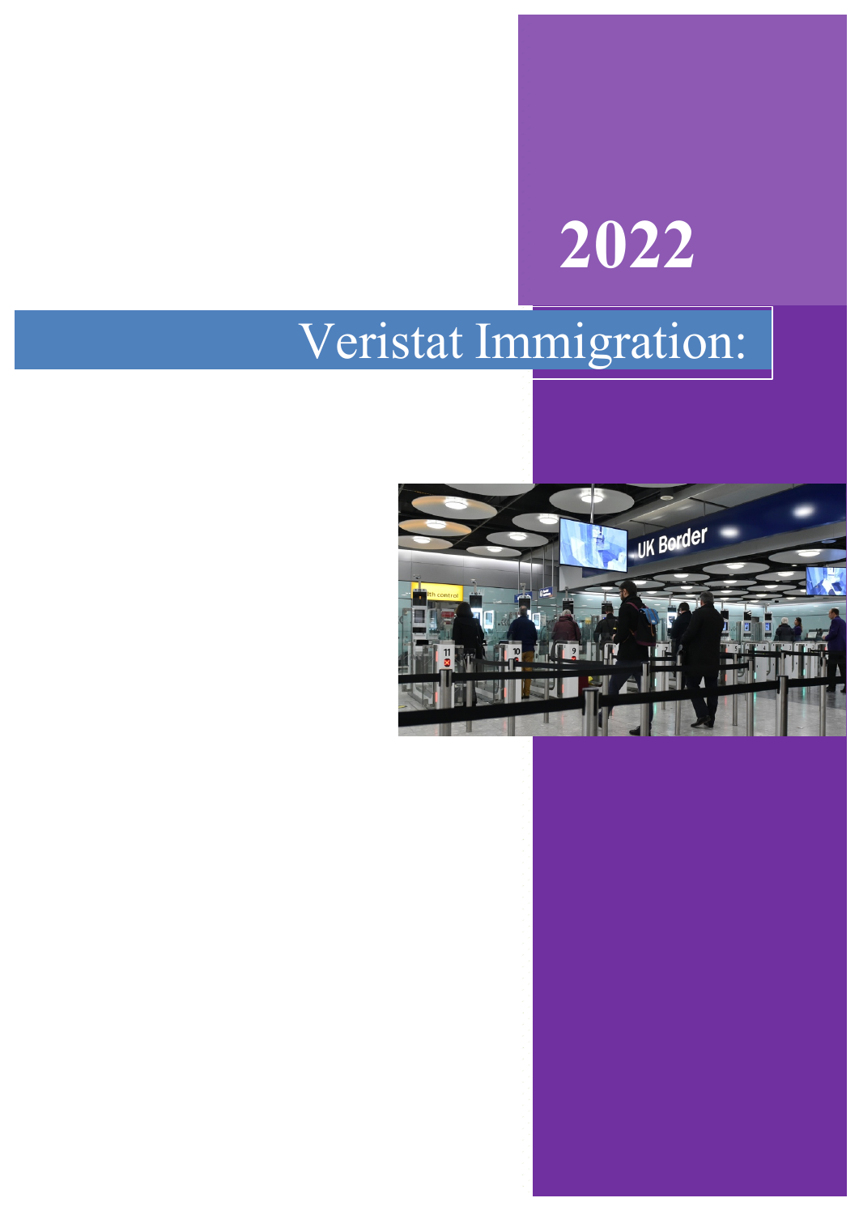# 2022

# Veristat Immigration: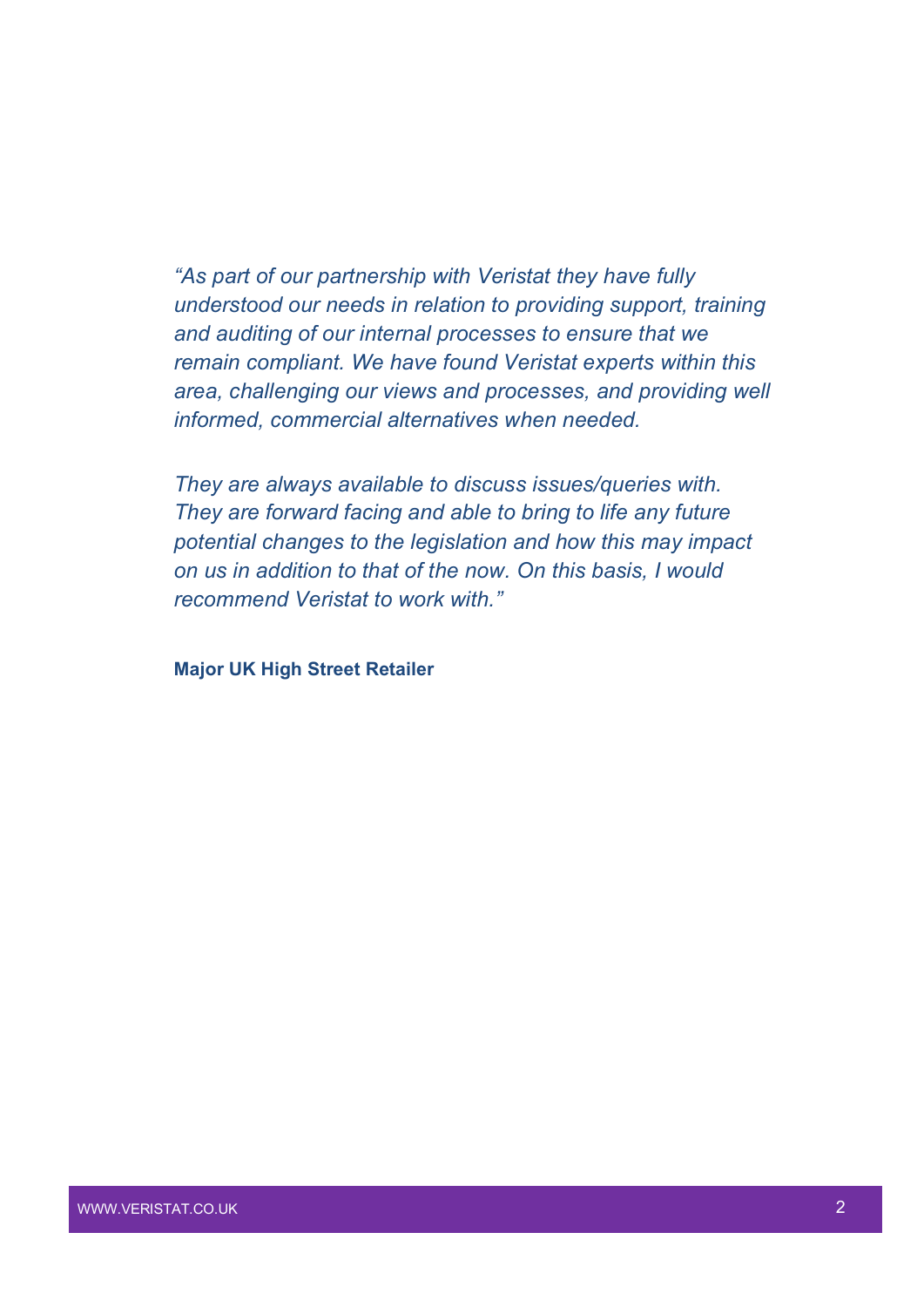*"As part of our partnership with Veristat they have fully understood our needs in relation to providing support, training and auditing of our internal processes to ensure that we remain compliant. We have found Veristat experts within this area, challenging our views and processes, and providing well informed, commercial alternatives when needed.*

*They are always available to discuss issues/queries with. They are forward facing and able to bring to life any future potential changes to the legislation and how this may impact on us in addition to that of the now. On this basis, I would recommend Veristat to work with."*

**Major UK High Street Retailer**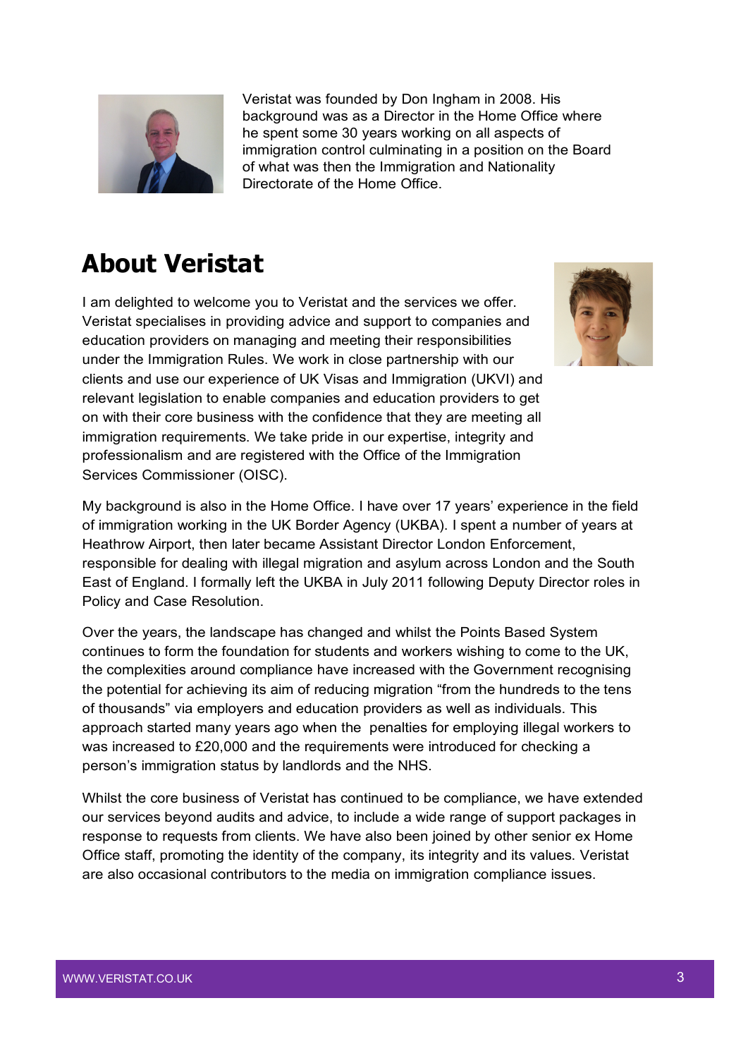Veristat was founded by Don Ingham in 2008. His background was as a Director in the Home Office where he spent some 30 years working on all aspects of immigration control culminating in a position on the Board of what was then the Immigration and Nationality Directorate of the Home Office.

# About Veristat

I am delighted to welcome you to Veristat and the services we offer. Veristat specialises in providing advice and support to companies and education providers on managing and meeting their responsibilities under the Immigration Rules. We work in close partnership with our clients and use our experience of UK Visas and Immigration (UKVI) and relevant legislation to enable companies and education providers to get on with their core business with the confidence that they are meeting all immigration requirements. We take pride in our expertise, integrity and professionalism and are registered with the Office of the Immigration Services Commissioner (OISC).

My background is also in the Home Office. I have over 17 years' experience in the field of immigration working in the UK Border Agency (UKBA). I spent a number of years at Heathrow Airport, then later became Assistant Director London Enforcement, responsible for dealing with illegal migration and asylum across London and the South East of England. I formally left the UKBA in July 2011 following Deputy Director roles in Policy and Case Resolution.

Over the years, the landscape has changed and whilst the Points Based System continues to form the foundation for students and workers wishing to come to the UK, the complexities around compliance have increased with the Government recognising the potential for achieving its aim of reducing migration "from the hundreds to the tens of thousands" via employers and education providers as well as individuals. This approach started many years ago when the penalties for employing illegal workers to was increased to £20,000 and the requirements were introduced for checking a person's immigration status by landlords and the NHS.

Whilst the core business of Veristat has continued to be compliance, we have extended our services beyond audits and advice, to include a wide range of support packages in response to requests from clients. We have also been joined by other senior ex Home Office staff, promoting the identity of the company, its integrity and its values. Veristat are also occasional contributors to the media on immigration compliance issues.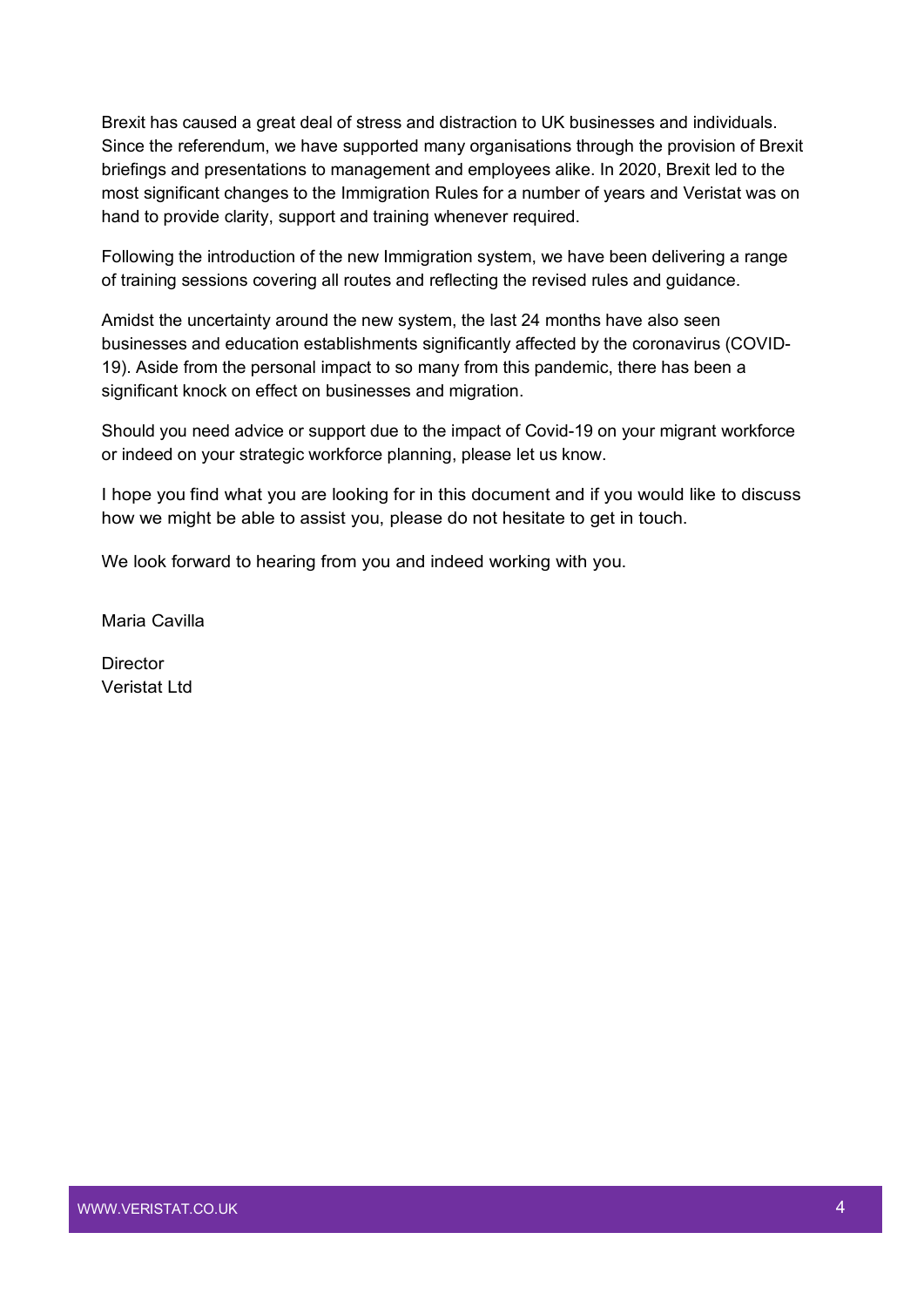Brexit has caused a great deal of stress and distraction to UK businesses and individuals. Since the referendum, we have supported many organisations through the provision of Brexit briefings and presentations to management and employees alike. In 2020, Brexit led to the most significant changes to the Immigration Rules for a number of years and Veristat was on hand to provide clarity, support and training whenever required.

Following the introduction of the new Immigration system, we have been delivering a range of training sessions covering all routes and reflecting the revised rules and guidance.

Amidst the uncertainty around the new system, the last 24 months have also seen businesses and education establishments significantly affected by the coronavirus (COVID-19). Aside from the personal impact to so many from this pandemic, there has been a significant knock on effect on businesses and migration.

Should you need advice or support due to the impact of Covid-19 on your migrant workforce or indeed on your strategic workforce planning, please let us know.

I hope you find what you are looking for in this document and if you would like to discuss how we might be able to assist you, please do not hesitate to get in touch.

We look forward to hearing from you and indeed working with you.

Maria Cavilla

Director
Veristat Ltd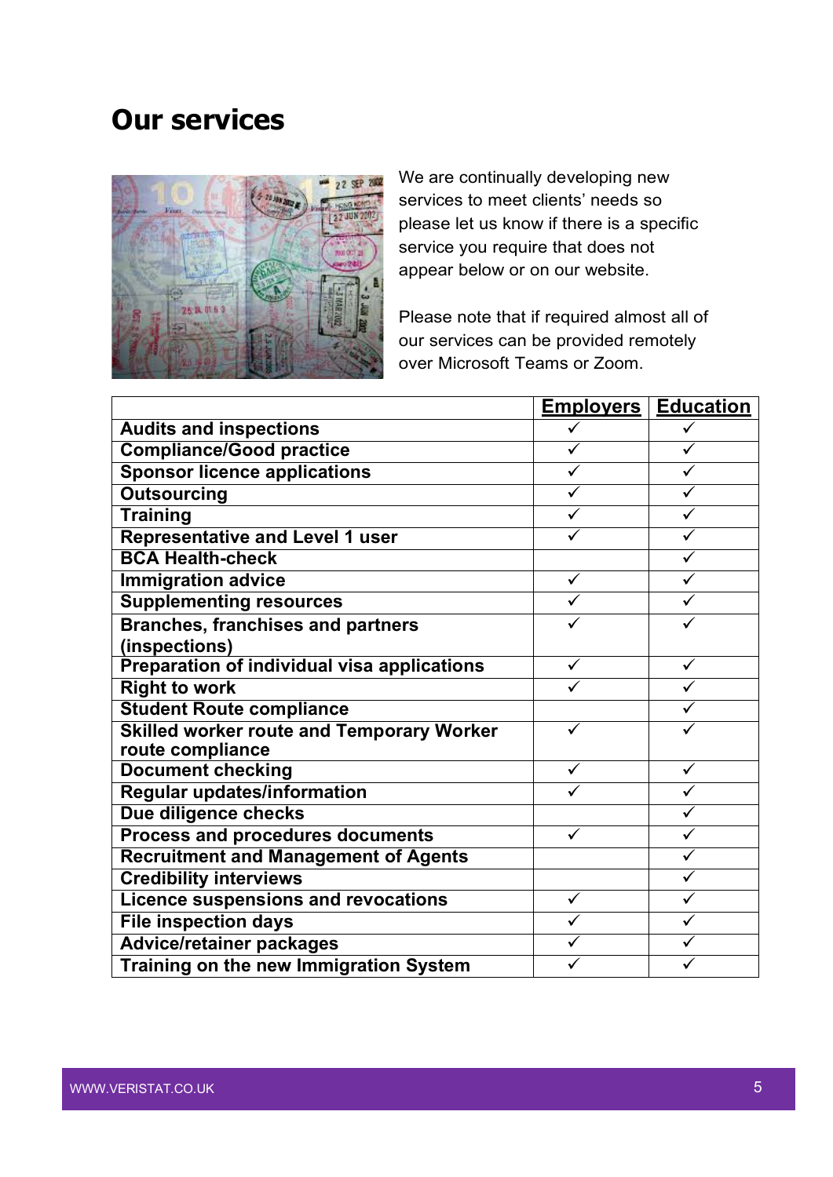# Our services

We are continually developing new services to meet clients' needs so please let us know if there is a specific service you require that does not appear below or on our website.

Please note that if required almost all of our services can be provided remotely over Microsoft Teams or Zoom.

| | Employers | Education |
|---|---|---|
| **Audits and inspections** | ✓ | ✓ |
| **Compliance/Good practice** | ✓ | ✓ |
| **Sponsor licence applications** | ✓ | ✓ |
| **Outsourcing** | ✓ | ✓ |
| **Training** | ✓ | ✓ |
| **Representative and Level 1 user** | ✓ | ✓ |
| **BCA Health-check** | | ✓ |
| **Immigration advice** | ✓ | ✓ |
| **Supplementing resources** | ✓ | ✓ |
| **Branches, franchises and partners (inspections)** | ✓ | ✓ |
| **Preparation of individual visa applications** | ✓ | ✓ |
| **Right to work** | ✓ | ✓ |
| **Student Route compliance** | | ✓ |
| **Skilled worker route and Temporary Worker route compliance** | ✓ | ✓ |
| **Document checking** | ✓ | ✓ |
| **Regular updates/information** | ✓ | ✓ |
| **Due diligence checks** | | ✓ |
| **Process and procedures documents** | ✓ | ✓ |
| **Recruitment and Management of Agents** | | ✓ |
| **Credibility interviews** | | ✓ |
| **Licence suspensions and revocations** | ✓ | ✓ |
| **File inspection days** | ✓ | ✓ |
| **Advice/retainer packages** | ✓ | ✓ |
| **Training on the new Immigration System** | ✓ | ✓ |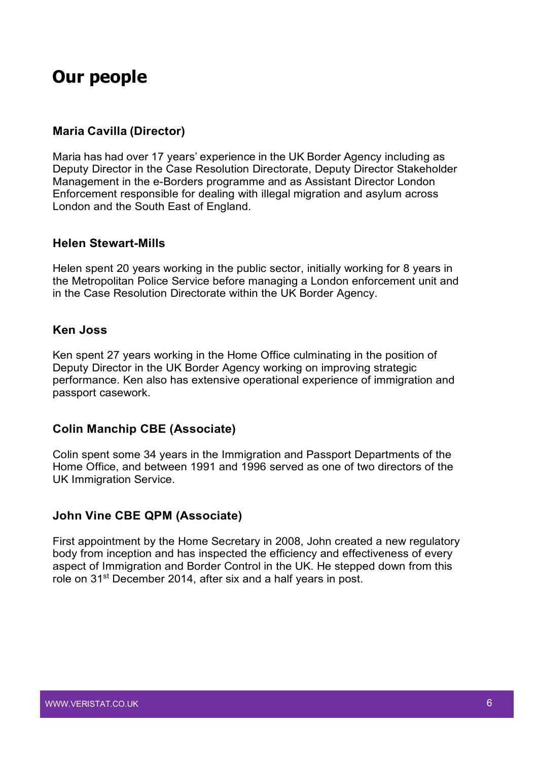# Our people

### Maria Cavilla (Director)

Maria has had over 17 years' experience in the UK Border Agency including as Deputy Director in the Case Resolution Directorate, Deputy Director Stakeholder Management in the e-Borders programme and as Assistant Director London Enforcement responsible for dealing with illegal migration and asylum across London and the South East of England.

### Helen Stewart-Mills

Helen spent 20 years working in the public sector, initially working for 8 years in the Metropolitan Police Service before managing a London enforcement unit and in the Case Resolution Directorate within the UK Border Agency.

### Ken Joss

Ken spent 27 years working in the Home Office culminating in the position of Deputy Director in the UK Border Agency working on improving strategic performance. Ken also has extensive operational experience of immigration and passport casework.

### Colin Manchip CBE (Associate)

Colin spent some 34 years in the Immigration and Passport Departments of the Home Office, and between 1991 and 1996 served as one of two directors of the UK Immigration Service.

### John Vine CBE QPM (Associate)

First appointment by the Home Secretary in 2008, John created a new regulatory body from inception and has inspected the efficiency and effectiveness of every aspect of Immigration and Border Control in the UK. He stepped down from this role on 31st December 2014, after six and a half years in post.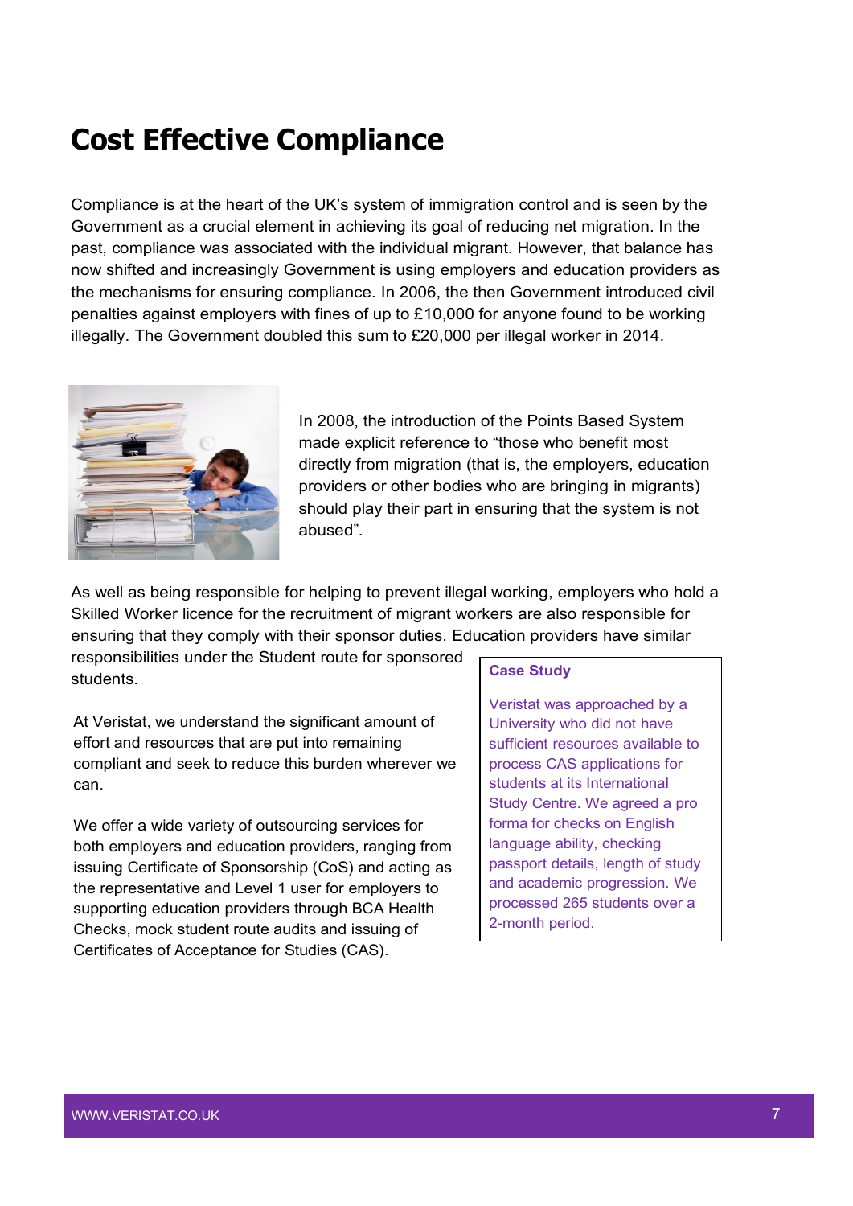# Cost Effective Compliance

Compliance is at the heart of the UK's system of immigration control and is seen by the Government as a crucial element in achieving its goal of reducing net migration. In the past, compliance was associated with the individual migrant. However, that balance has now shifted and increasingly Government is using employers and education providers as the mechanisms for ensuring compliance. In 2006, the then Government introduced civil penalties against employers with fines of up to £10,000 for anyone found to be working illegally. The Government doubled this sum to £20,000 per illegal worker in 2014.

In 2008, the introduction of the Points Based System made explicit reference to "those who benefit most directly from migration (that is, the employers, education providers or other bodies who are bringing in migrants) should play their part in ensuring that the system is not abused".

As well as being responsible for helping to prevent illegal working, employers who hold a Skilled Worker licence for the recruitment of migrant workers are also responsible for ensuring that they comply with their sponsor duties. Education providers have similar responsibilities under the Student route for sponsored students.

At Veristat, we understand the significant amount of effort and resources that are put into remaining compliant and seek to reduce this burden wherever we can.

We offer a wide variety of outsourcing services for both employers and education providers, ranging from issuing Certificate of Sponsorship (CoS) and acting as the representative and Level 1 user for employers to supporting education providers through BCA Health Checks, mock student route audits and issuing of Certificates of Acceptance for Studies (CAS).

**Case Study**

Veristat was approached by a University who did not have sufficient resources available to process CAS applications for students at its International Study Centre. We agreed a pro forma for checks on English language ability, checking passport details, length of study and academic progression. We processed 265 students over a 2-month period.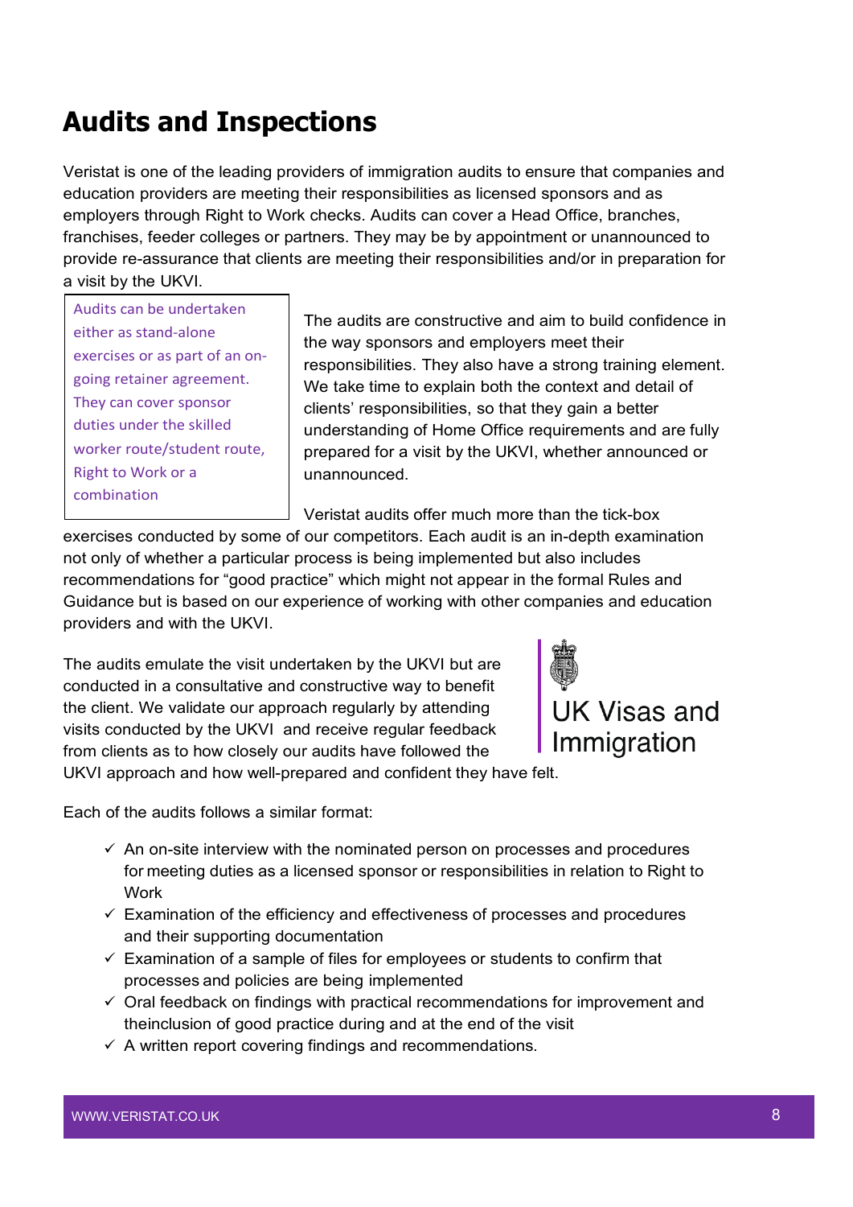# Audits and Inspections

Veristat is one of the leading providers of immigration audits to ensure that companies and education providers are meeting their responsibilities as licensed sponsors and as employers through Right to Work checks. Audits can cover a Head Office, branches, franchises, feeder colleges or partners. They may be by appointment or unannounced to provide re-assurance that clients are meeting their responsibilities and/or in preparation for a visit by the UKVI.

> Audits can be undertaken either as stand-alone exercises or as part of an on-going retainer agreement. They can cover sponsor duties under the skilled worker route/student route, Right to Work or a combination

The audits are constructive and aim to build confidence in the way sponsors and employers meet their responsibilities. They also have a strong training element. We take time to explain both the context and detail of clients' responsibilities, so that they gain a better understanding of Home Office requirements and are fully prepared for a visit by the UKVI, whether announced or unannounced.

Veristat audits offer much more than the tick-box exercises conducted by some of our competitors. Each audit is an in-depth examination not only of whether a particular process is being implemented but also includes recommendations for "good practice" which might not appear in the formal Rules and Guidance but is based on our experience of working with other companies and education providers and with the UKVI.

UK Visas and Immigration

The audits emulate the visit undertaken by the UKVI but are conducted in a consultative and constructive way to benefit the client. We validate our approach regularly by attending visits conducted by the UKVI and receive regular feedback from clients as to how closely our audits have followed the UKVI approach and how well-prepared and confident they have felt.

Each of the audits follows a similar format:

- ✓ An on-site interview with the nominated person on processes and procedures for meeting duties as a licensed sponsor or responsibilities in relation to Right to Work
- ✓ Examination of the efficiency and effectiveness of processes and procedures and their supporting documentation
- ✓ Examination of a sample of files for employees or students to confirm that processes and policies are being implemented
- ✓ Oral feedback on findings with practical recommendations for improvement and theinclusion of good practice during and at the end of the visit
- ✓ A written report covering findings and recommendations.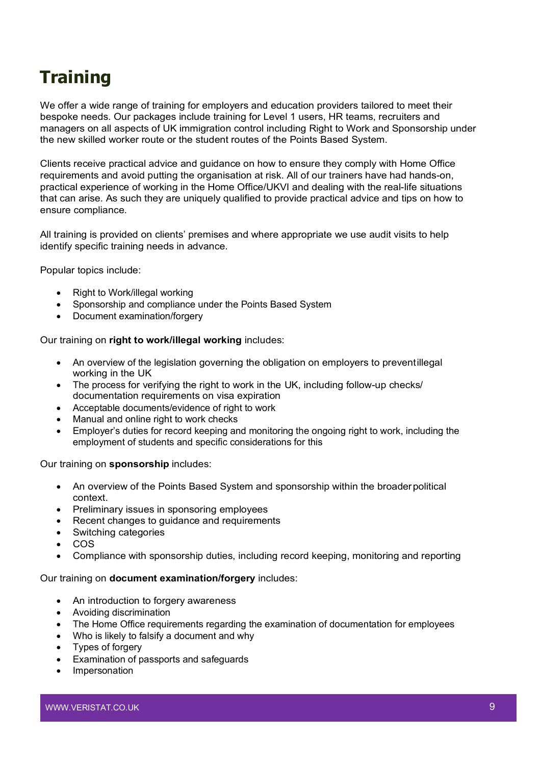# Training

We offer a wide range of training for employers and education providers tailored to meet their bespoke needs. Our packages include training for Level 1 users, HR teams, recruiters and managers on all aspects of UK immigration control including Right to Work and Sponsorship under the new skilled worker route or the student routes of the Points Based System.

Clients receive practical advice and guidance on how to ensure they comply with Home Office requirements and avoid putting the organisation at risk. All of our trainers have had hands-on, practical experience of working in the Home Office/UKVI and dealing with the real-life situations that can arise. As such they are uniquely qualified to provide practical advice and tips on how to ensure compliance.

All training is provided on clients' premises and where appropriate we use audit visits to help identify specific training needs in advance.

Popular topics include:

- Right to Work/illegal working
- Sponsorship and compliance under the Points Based System
- Document examination/forgery

Our training on **right to work/illegal working** includes:

- An overview of the legislation governing the obligation on employers to prevent illegal working in the UK
- The process for verifying the right to work in the UK, including follow-up checks/ documentation requirements on visa expiration
- Acceptable documents/evidence of right to work
- Manual and online right to work checks
- Employer's duties for record keeping and monitoring the ongoing right to work, including the employment of students and specific considerations for this

Our training on **sponsorship** includes:

- An overview of the Points Based System and sponsorship within the broader political context.
- Preliminary issues in sponsoring employees
- Recent changes to guidance and requirements
- Switching categories
- COS
- Compliance with sponsorship duties, including record keeping, monitoring and reporting

Our training on **document examination/forgery** includes:

- An introduction to forgery awareness
- Avoiding discrimination
- The Home Office requirements regarding the examination of documentation for employees
- Who is likely to falsify a document and why
- Types of forgery
- Examination of passports and safeguards
- Impersonation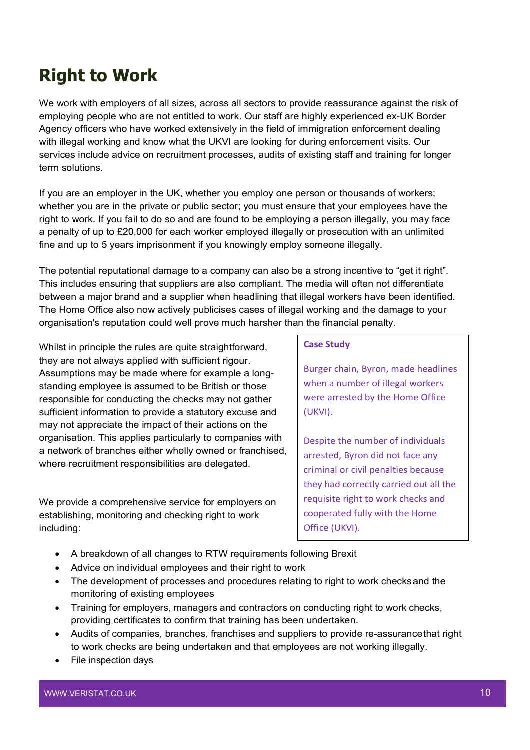# Right to Work

We work with employers of all sizes, across all sectors to provide reassurance against the risk of employing people who are not entitled to work. Our staff are highly experienced ex-UK Border Agency officers who have worked extensively in the field of immigration enforcement dealing with illegal working and know what the UKVI are looking for during enforcement visits. Our services include advice on recruitment processes, audits of existing staff and training for longer term solutions.

If you are an employer in the UK, whether you employ one person or thousands of workers; whether you are in the private or public sector; you must ensure that your employees have the right to work. If you fail to do so and are found to be employing a person illegally, you may face a penalty of up to £20,000 for each worker employed illegally or prosecution with an unlimited fine and up to 5 years imprisonment if you knowingly employ someone illegally.

The potential reputational damage to a company can also be a strong incentive to "get it right". This includes ensuring that suppliers are also compliant. The media will often not differentiate between a major brand and a supplier when headlining that illegal workers have been identified. The Home Office also now actively publicises cases of illegal working and the damage to your organisation's reputation could well prove much harsher than the financial penalty.

Whilst in principle the rules are quite straightforward, they are not always applied with sufficient rigour. Assumptions may be made where for example a long-standing employee is assumed to be British or those responsible for conducting the checks may not gather sufficient information to provide a statutory excuse and may not appreciate the impact of their actions on the organisation. This applies particularly to companies with a network of branches either wholly owned or franchised, where recruitment responsibilities are delegated.

> **Case Study**
>
> Burger chain, Byron, made headlines when a number of illegal workers were arrested by the Home Office (UKVI).
>
> Despite the number of individuals arrested, Byron did not face any criminal or civil penalties because they had correctly carried out all the requisite right to work checks and cooperated fully with the Home Office (UKVI).

We provide a comprehensive service for employers on establishing, monitoring and checking right to work including:

- A breakdown of all changes to RTW requirements following Brexit
- Advice on individual employees and their right to work
- The development of processes and procedures relating to right to work checks and the monitoring of existing employees
- Training for employers, managers and contractors on conducting right to work checks, providing certificates to confirm that training has been undertaken.
- Audits of companies, branches, franchises and suppliers to provide re-assurance that right to work checks are being undertaken and that employees are not working illegally.
- File inspection days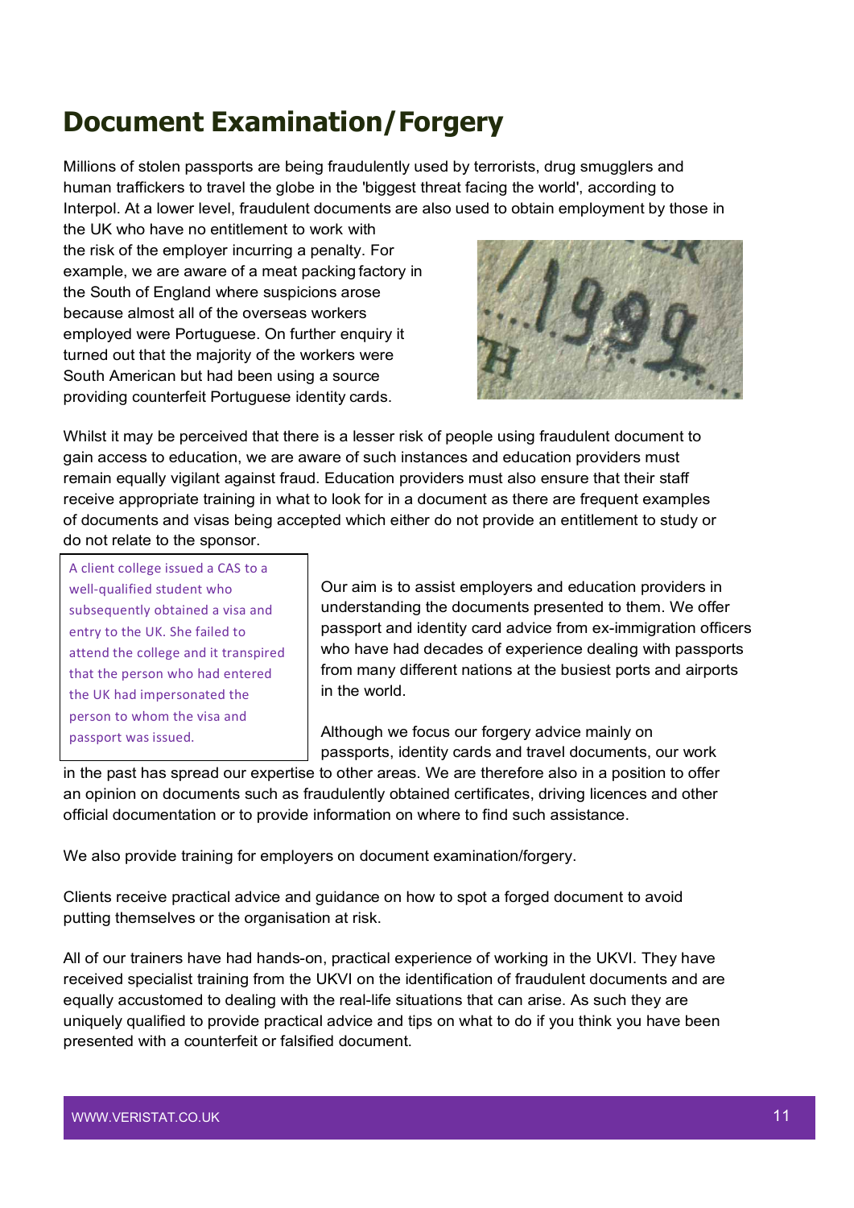# Document Examination/Forgery

Millions of stolen passports are being fraudulently used by terrorists, drug smugglers and human traffickers to travel the globe in the 'biggest threat facing the world', according to Interpol. At a lower level, fraudulent documents are also used to obtain employment by those in the UK who have no entitlement to work with the risk of the employer incurring a penalty. For example, we are aware of a meat packing factory in the South of England where suspicions arose because almost all of the overseas workers employed were Portuguese. On further enquiry it turned out that the majority of the workers were South American but had been using a source providing counterfeit Portuguese identity cards.

Whilst it may be perceived that there is a lesser risk of people using fraudulent document to gain access to education, we are aware of such instances and education providers must remain equally vigilant against fraud. Education providers must also ensure that their staff receive appropriate training in what to look for in a document as there are frequent examples of documents and visas being accepted which either do not provide an entitlement to study or do not relate to the sponsor.

> A client college issued a CAS to a well-qualified student who subsequently obtained a visa and entry to the UK. She failed to attend the college and it transpired that the person who had entered the UK had impersonated the person to whom the visa and passport was issued.

Our aim is to assist employers and education providers in understanding the documents presented to them. We offer passport and identity card advice from ex-immigration officers who have had decades of experience dealing with passports from many different nations at the busiest ports and airports in the world.

Although we focus our forgery advice mainly on passports, identity cards and travel documents, our work in the past has spread our expertise to other areas. We are therefore also in a position to offer an opinion on documents such as fraudulently obtained certificates, driving licences and other official documentation or to provide information on where to find such assistance.

We also provide training for employers on document examination/forgery.

Clients receive practical advice and guidance on how to spot a forged document to avoid putting themselves or the organisation at risk.

All of our trainers have had hands-on, practical experience of working in the UKVI. They have received specialist training from the UKVI on the identification of fraudulent documents and are equally accustomed to dealing with the real-life situations that can arise. As such they are uniquely qualified to provide practical advice and tips on what to do if you think you have been presented with a counterfeit or falsified document.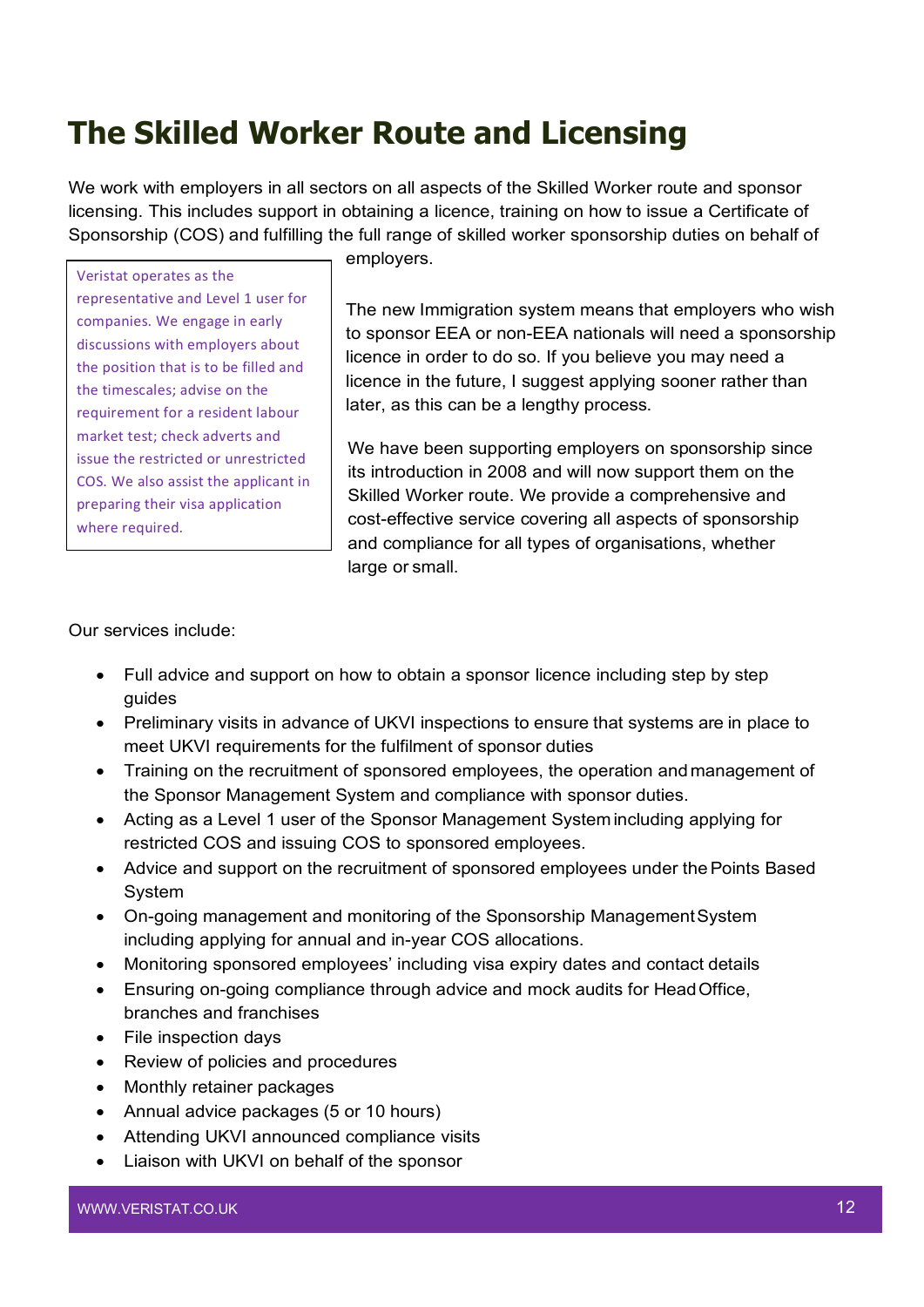# The Skilled Worker Route and Licensing

We work with employers in all sectors on all aspects of the Skilled Worker route and sponsor licensing. This includes support in obtaining a licence, training on how to issue a Certificate of Sponsorship (COS) and fulfilling the full range of skilled worker sponsorship duties on behalf of employers.

Veristat operates as the representative and Level 1 user for companies. We engage in early discussions with employers about the position that is to be filled and the timescales; advise on the requirement for a resident labour market test; check adverts and issue the restricted or unrestricted COS. We also assist the applicant in preparing their visa application where required.

The new Immigration system means that employers who wish to sponsor EEA or non-EEA nationals will need a sponsorship licence in order to do so. If you believe you may need a licence in the future, I suggest applying sooner rather than later, as this can be a lengthy process.

We have been supporting employers on sponsorship since its introduction in 2008 and will now support them on the Skilled Worker route. We provide a comprehensive and cost-effective service covering all aspects of sponsorship and compliance for all types of organisations, whether large or small.

Our services include:

- Full advice and support on how to obtain a sponsor licence including step by step guides
- Preliminary visits in advance of UKVI inspections to ensure that systems are in place to meet UKVI requirements for the fulfilment of sponsor duties
- Training on the recruitment of sponsored employees, the operation and management of the Sponsor Management System and compliance with sponsor duties.
- Acting as a Level 1 user of the Sponsor Management System including applying for restricted COS and issuing COS to sponsored employees.
- Advice and support on the recruitment of sponsored employees under the Points Based System
- On-going management and monitoring of the Sponsorship Management System including applying for annual and in-year COS allocations.
- Monitoring sponsored employees' including visa expiry dates and contact details
- Ensuring on-going compliance through advice and mock audits for Head Office, branches and franchises
- File inspection days
- Review of policies and procedures
- Monthly retainer packages
- Annual advice packages (5 or 10 hours)
- Attending UKVI announced compliance visits
- Liaison with UKVI on behalf of the sponsor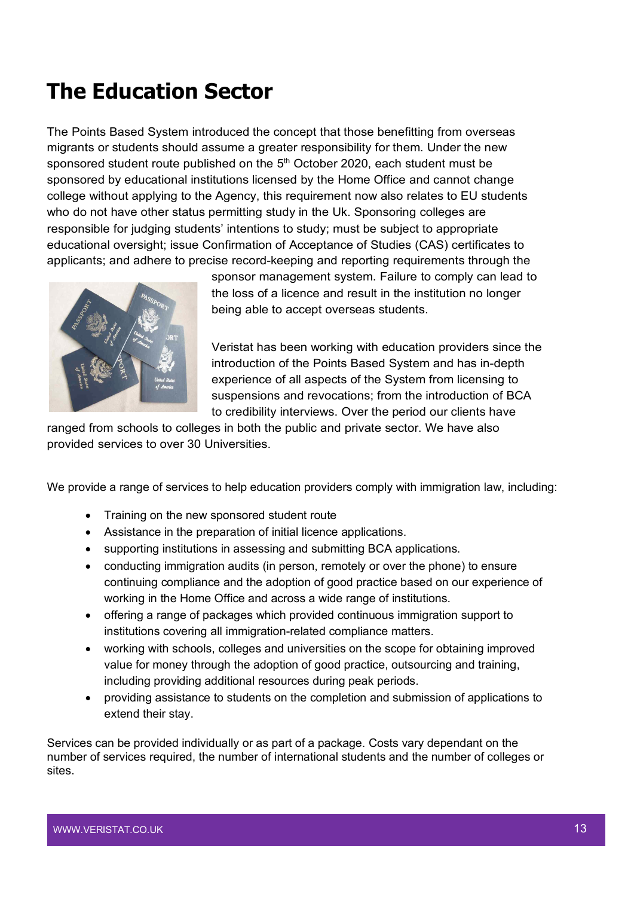# The Education Sector

The Points Based System introduced the concept that those benefitting from overseas migrants or students should assume a greater responsibility for them. Under the new sponsored student route published on the 5th October 2020, each student must be sponsored by educational institutions licensed by the Home Office and cannot change college without applying to the Agency, this requirement now also relates to EU students who do not have other status permitting study in the Uk. Sponsoring colleges are responsible for judging students' intentions to study; must be subject to appropriate educational oversight; issue Confirmation of Acceptance of Studies (CAS) certificates to applicants; and adhere to precise record-keeping and reporting requirements through the sponsor management system. Failure to comply can lead to the loss of a licence and result in the institution no longer being able to accept overseas students.

Veristat has been working with education providers since the introduction of the Points Based System and has in-depth experience of all aspects of the System from licensing to suspensions and revocations; from the introduction of BCA to credibility interviews. Over the period our clients have ranged from schools to colleges in both the public and private sector. We have also provided services to over 30 Universities.

We provide a range of services to help education providers comply with immigration law, including:

- Training on the new sponsored student route
- Assistance in the preparation of initial licence applications.
- supporting institutions in assessing and submitting BCA applications.
- conducting immigration audits (in person, remotely or over the phone) to ensure continuing compliance and the adoption of good practice based on our experience of working in the Home Office and across a wide range of institutions.
- offering a range of packages which provided continuous immigration support to institutions covering all immigration-related compliance matters.
- working with schools, colleges and universities on the scope for obtaining improved value for money through the adoption of good practice, outsourcing and training, including providing additional resources during peak periods.
- providing assistance to students on the completion and submission of applications to extend their stay.

Services can be provided individually or as part of a package. Costs vary dependant on the number of services required, the number of international students and the number of colleges or sites.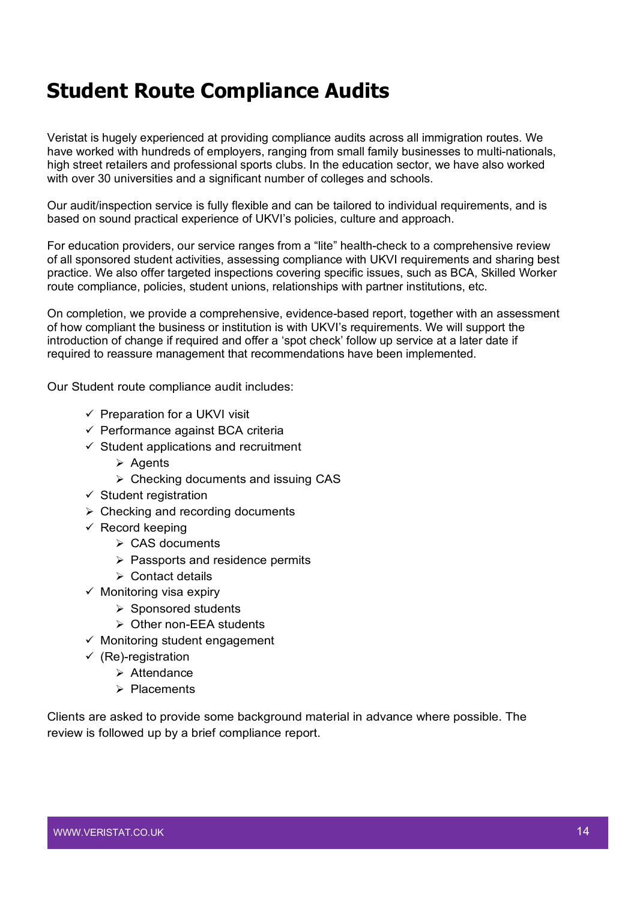# Student Route Compliance Audits

Veristat is hugely experienced at providing compliance audits across all immigration routes. We have worked with hundreds of employers, ranging from small family businesses to multi-nationals, high street retailers and professional sports clubs. In the education sector, we have also worked with over 30 universities and a significant number of colleges and schools.

Our audit/inspection service is fully flexible and can be tailored to individual requirements, and is based on sound practical experience of UKVI's policies, culture and approach.

For education providers, our service ranges from a "lite" health-check to a comprehensive review of all sponsored student activities, assessing compliance with UKVI requirements and sharing best practice. We also offer targeted inspections covering specific issues, such as BCA, Skilled Worker route compliance, policies, student unions, relationships with partner institutions, etc.

On completion, we provide a comprehensive, evidence-based report, together with an assessment of how compliant the business or institution is with UKVI's requirements. We will support the introduction of change if required and offer a 'spot check' follow up service at a later date if required to reassure management that recommendations have been implemented.

Our Student route compliance audit includes:

- ✓ Preparation for a UKVI visit
- ✓ Performance against BCA criteria
- ✓ Student applications and recruitment
  - ➢ Agents
  - ➢ Checking documents and issuing CAS
- ✓ Student registration
- ➢ Checking and recording documents
- ✓ Record keeping
  - ➢ CAS documents
  - ➢ Passports and residence permits
  - ➢ Contact details
- ✓ Monitoring visa expiry
  - ➢ Sponsored students
  - ➢ Other non-EEA students
- ✓ Monitoring student engagement
- ✓ (Re)-registration
  - ➢ Attendance
  - ➢ Placements

Clients are asked to provide some background material in advance where possible. The review is followed up by a brief compliance report.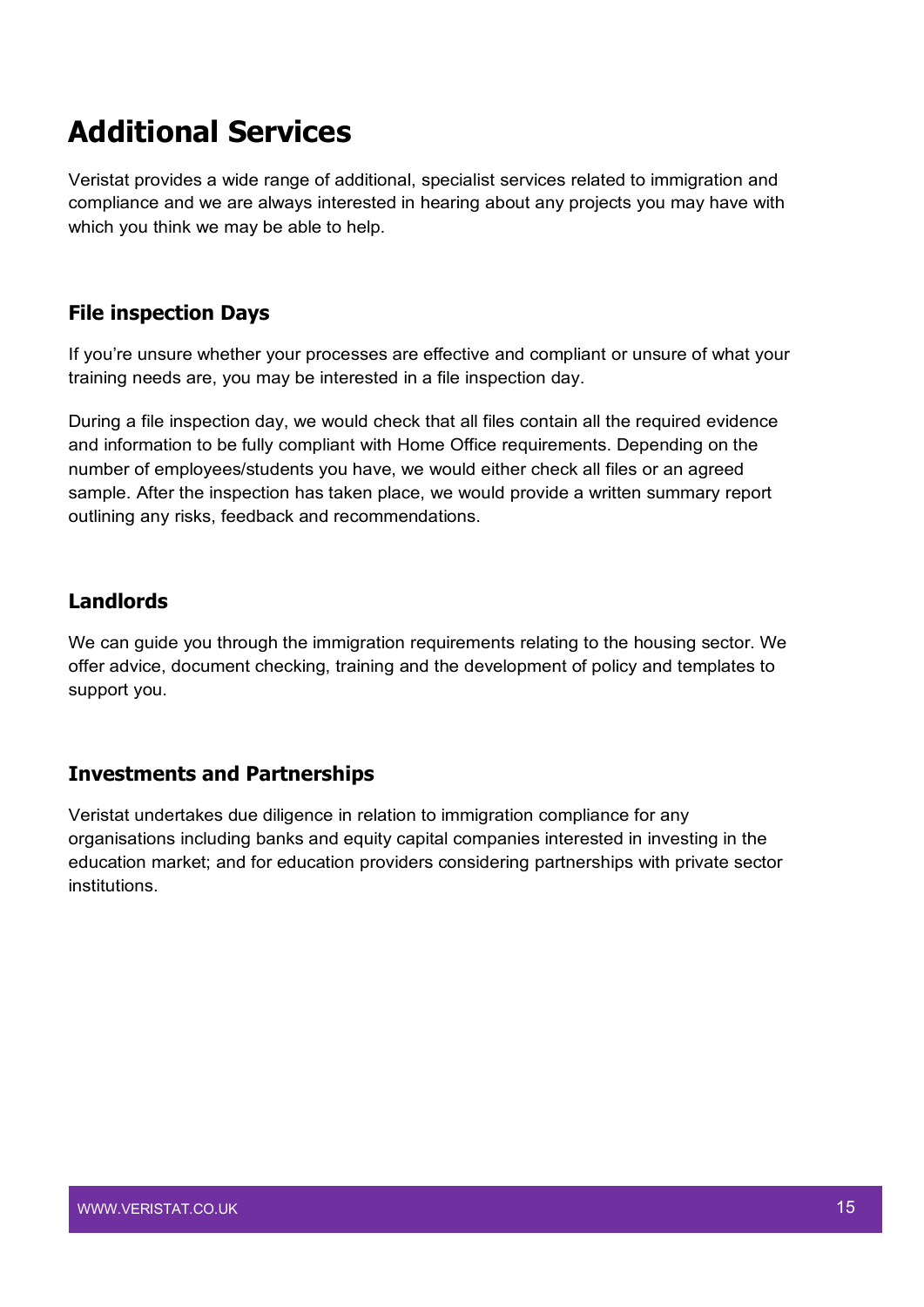# Additional Services

Veristat provides a wide range of additional, specialist services related to immigration and compliance and we are always interested in hearing about any projects you may have with which you think we may be able to help.

## File inspection Days

If you're unsure whether your processes are effective and compliant or unsure of what your training needs are, you may be interested in a file inspection day.

During a file inspection day, we would check that all files contain all the required evidence and information to be fully compliant with Home Office requirements. Depending on the number of employees/students you have, we would either check all files or an agreed sample. After the inspection has taken place, we would provide a written summary report outlining any risks, feedback and recommendations.

## Landlords

We can guide you through the immigration requirements relating to the housing sector. We offer advice, document checking, training and the development of policy and templates to support you.

## Investments and Partnerships

Veristat undertakes due diligence in relation to immigration compliance for any organisations including banks and equity capital companies interested in investing in the education market; and for education providers considering partnerships with private sector institutions.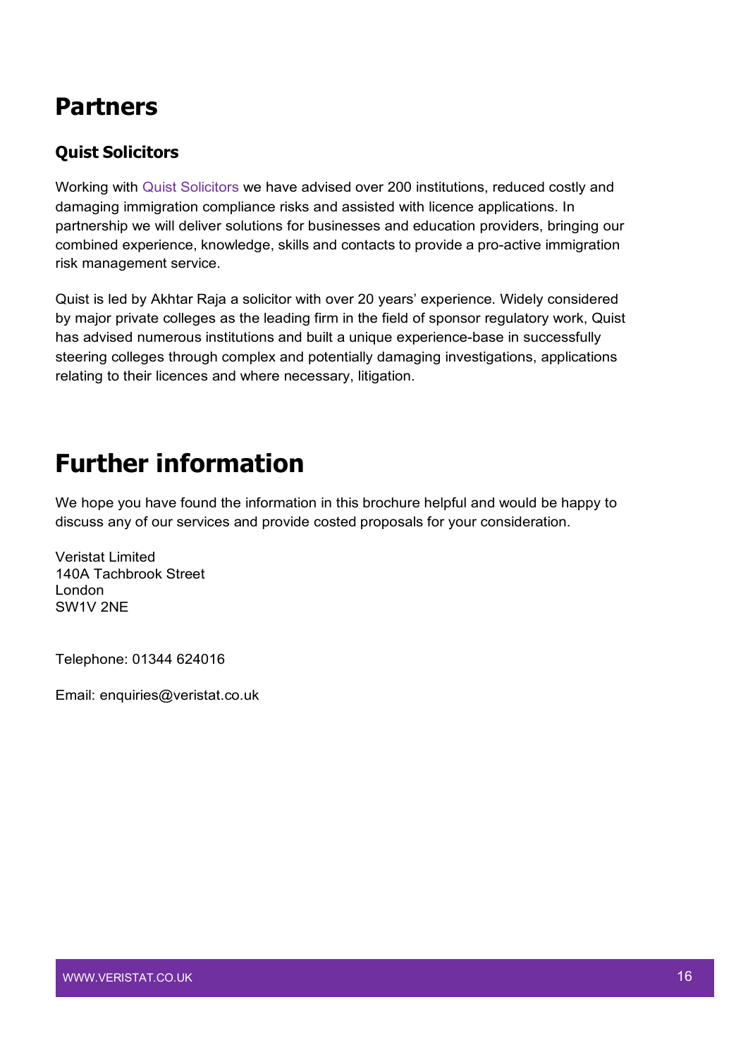# Partners

## Quist Solicitors

Working with Quist Solicitors we have advised over 200 institutions, reduced costly and damaging immigration compliance risks and assisted with licence applications. In partnership we will deliver solutions for businesses and education providers, bringing our combined experience, knowledge, skills and contacts to provide a pro-active immigration risk management service.

Quist is led by Akhtar Raja a solicitor with over 20 years' experience. Widely considered by major private colleges as the leading firm in the field of sponsor regulatory work, Quist has advised numerous institutions and built a unique experience-base in successfully steering colleges through complex and potentially damaging investigations, applications relating to their licences and where necessary, litigation.

# Further information

We hope you have found the information in this brochure helpful and would be happy to discuss any of our services and provide costed proposals for your consideration.

Veristat Limited
140A Tachbrook Street
London
SW1V 2NE

Telephone: 01344 624016

Email: enquiries@veristat.co.uk